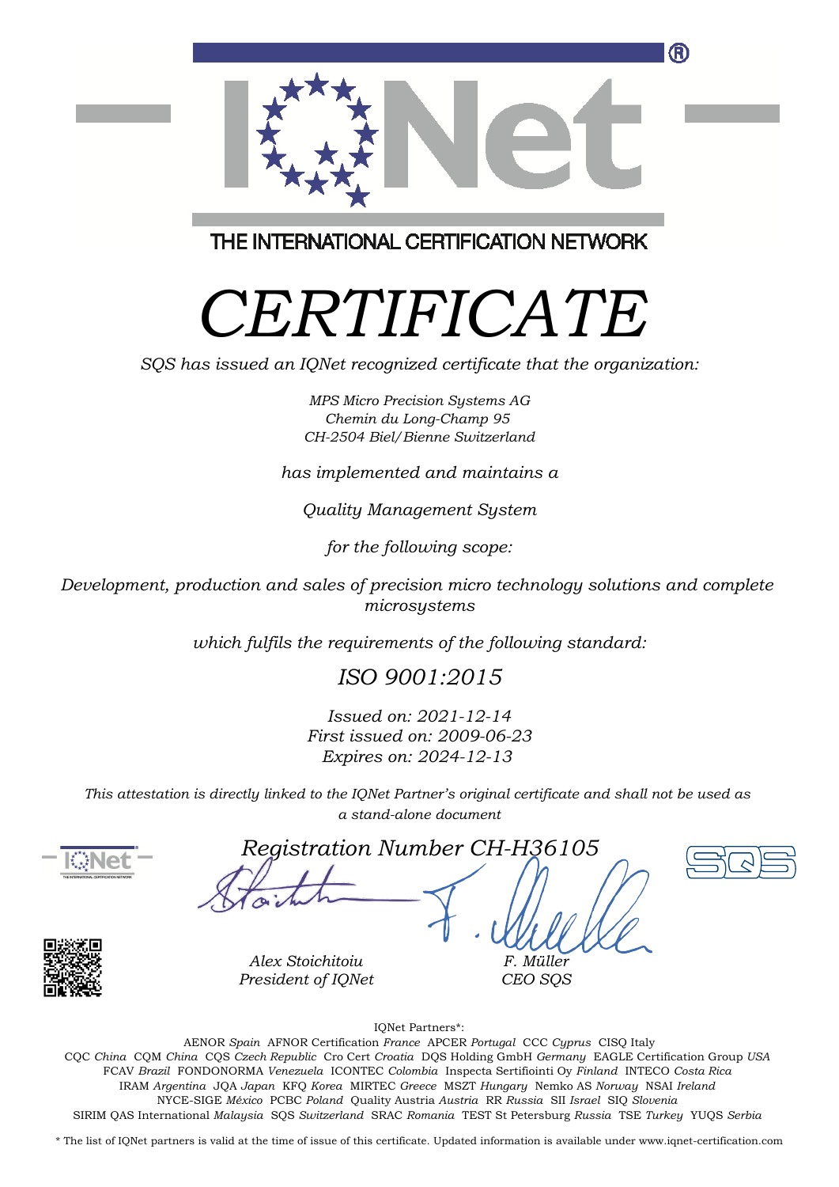THE INTERNATIONAL CERTIFICATION NETWORK

# CERTIFICATE

*SQS has issued an IQNet recognized certificate that the organization:*

*MPS Micro Precision Systems AG*
*Chemin du Long-Champ 95*
*CH-2504 Biel/Bienne Switzerland*

*has implemented and maintains a*

*Quality Management System*

*for the following scope:*

*Development, production and sales of precision micro technology solutions and complete microsystems*

*which fulfils the requirements of the following standard:*

*ISO 9001:2015*

*Issued on: 2021-12-14*
*First issued on: 2009-06-23*
*Expires on: 2024-12-13*

*This attestation is directly linked to the IQNet Partner's original certificate and shall not be used as a stand-alone document*

*Registration Number CH-H36105*

*Alex Stoichitoiu*
*President of IQNet*

*F. Müller*
*CEO SQS*

IQNet Partners*:

AENOR *Spain* AFNOR Certification *France* APCER *Portugal* CCC *Cyprus* CISQ Italy
CQC *China* CQM *China* CQS *Czech Republic* Cro Cert *Croatia* DQS Holding GmbH *Germany* EAGLE Certification Group *USA*
FCAV *Brazil* FONDONORMA *Venezuela* ICONTEC *Colombia* Inspecta Sertifiointi Oy *Finland* INTECO *Costa Rica*
IRAM *Argentina* JQA *Japan* KFQ *Korea* MIRTEC *Greece* MSZT *Hungary* Nemko AS *Norway* NSAI *Ireland*
NYCE-SIGE *México* PCBC *Poland* Quality Austria *Austria* RR *Russia* SII *Israel* SIQ *Slovenia*
SIRIM QAS International *Malaysia* SQS *Switzerland* SRAC *Romania* TEST St Petersburg *Russia* TSE *Turkey* YUQS *Serbia*

* The list of IQNet partners is valid at the time of issue of this certificate. Updated information is available under www.iqnet-certification.com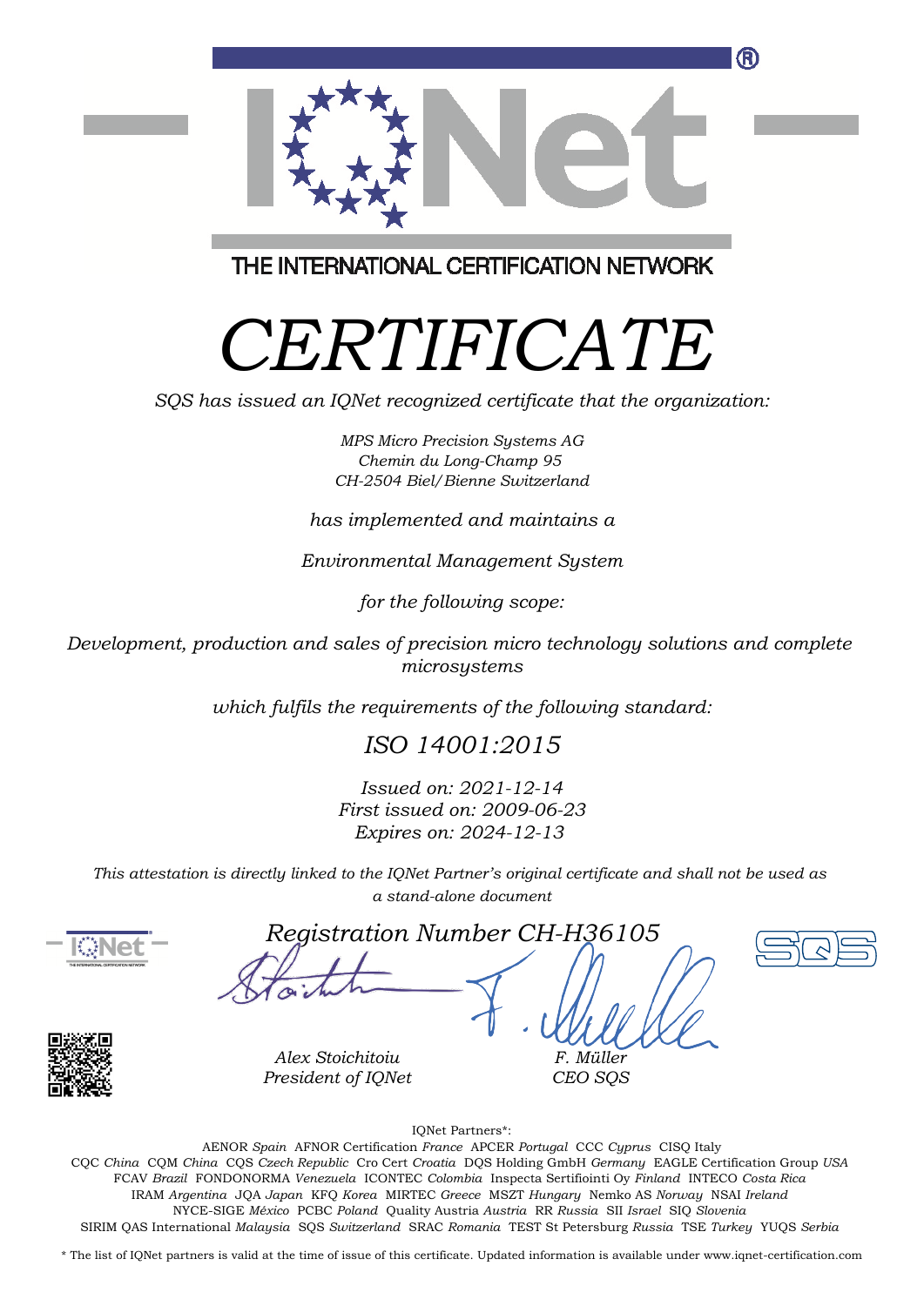THE INTERNATIONAL CERTIFICATION NETWORK

# *CERTIFICATE*

*SQS has issued an IQNet recognized certificate that the organization:*

*MPS Micro Precision Systems AG*
*Chemin du Long-Champ 95*
*CH-2504 Biel/Bienne Switzerland*

*has implemented and maintains a*

*Environmental Management System*

*for the following scope:*

*Development, production and sales of precision micro technology solutions and complete microsystems*

*which fulfils the requirements of the following standard:*

## *ISO 14001:2015*

*Issued on: 2021-12-14*
*First issued on: 2009-06-23*
*Expires on: 2024-12-13*

*This attestation is directly linked to the IQNet Partner's original certificate and shall not be used as a stand-alone document*

*Registration Number CH-H36105*

*Alex Stoichitoiu*
*President of IQNet*

*F. Müller*
*CEO SQS*

IQNet Partners*:

AENOR *Spain* AFNOR Certification *France* APCER *Portugal* CCC *Cyprus* CISQ Italy
CQC *China* CQM *China* CQS *Czech Republic* Cro Cert *Croatia* DQS Holding GmbH *Germany* EAGLE Certification Group *USA*
FCAV *Brazil* FONDONORMA *Venezuela* ICONTEC *Colombia* Inspecta Sertifiointi Oy *Finland* INTECO *Costa Rica*
IRAM *Argentina* JQA *Japan* KFQ *Korea* MIRTEC *Greece* MSZT *Hungary* Nemko AS *Norway* NSAI *Ireland*
NYCE-SIGE *México* PCBC *Poland* Quality Austria *Austria* RR *Russia* SII *Israel* SIQ *Slovenia*
SIRIM QAS International *Malaysia* SQS *Switzerland* SRAC *Romania* TEST St Petersburg *Russia* TSE *Turkey* YUQS *Serbia*

* The list of IQNet partners is valid at the time of issue of this certificate. Updated information is available under www.iqnet-certification.com